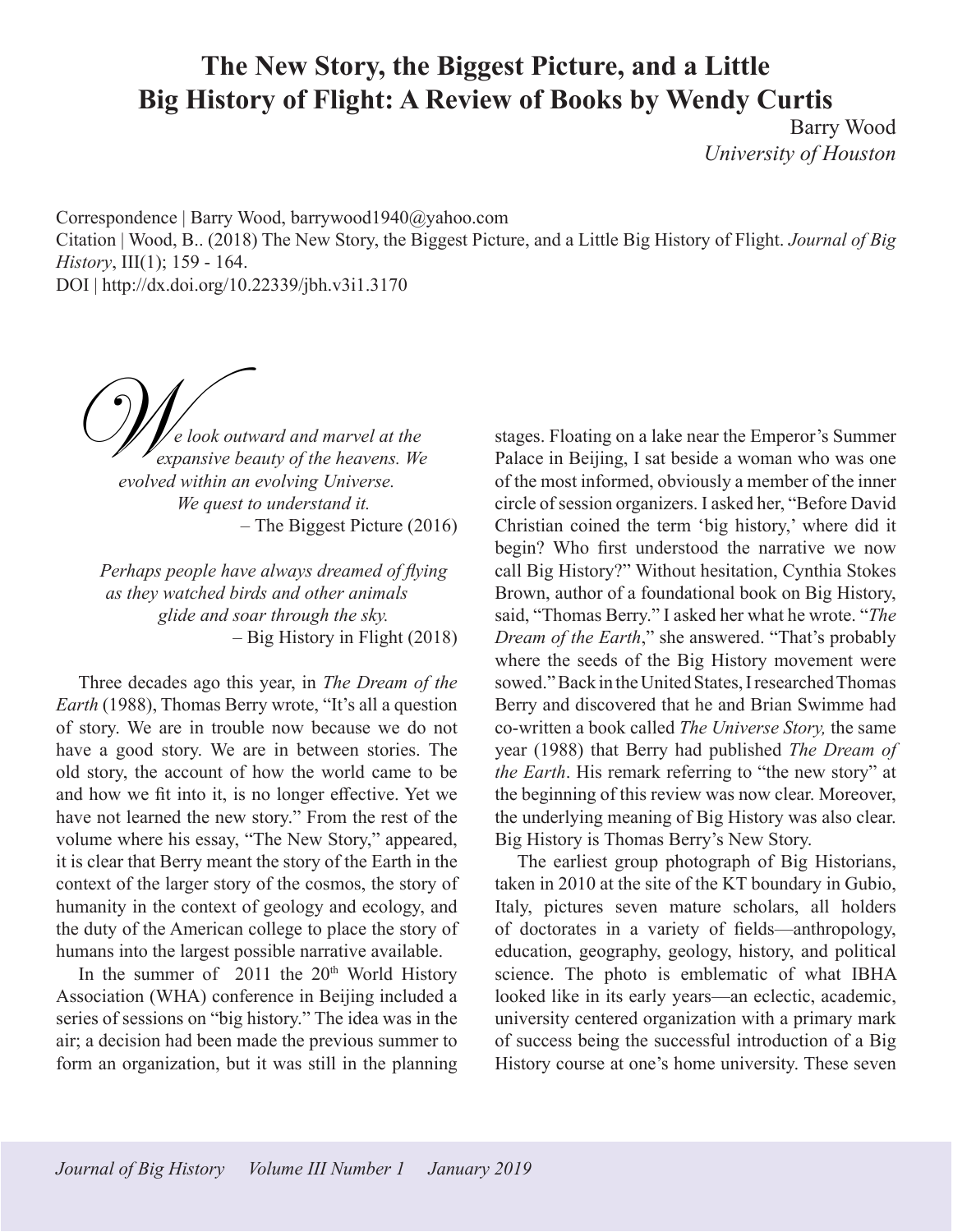# The New Story, the Biggest Picture, and a Little Big History of Flight: A Review of Books by Wendy Curtis

Barry Wood
*University of Houston*

Correspondence | Barry Wood, barrywood1940@yahoo.com
Citation | Wood, B.. (2018) The New Story, the Biggest Picture, and a Little Big History of Flight. *Journal of Big History*, III(1); 159 - 164.
DOI | http://dx.doi.org/10.22339/jbh.v3i1.3170

*We look outward and marvel at the expansive beauty of the heavens. We evolved within an evolving Universe. We quest to understand it.*
– The Biggest Picture (2016)

*Perhaps people have always dreamed of flying as they watched birds and other animals glide and soar through the sky.*
– Big History in Flight (2018)

Three decades ago this year, in *The Dream of the Earth* (1988), Thomas Berry wrote, "It's all a question of story. We are in trouble now because we do not have a good story. We are in between stories. The old story, the account of how the world came to be and how we fit into it, is no longer effective. Yet we have not learned the new story." From the rest of the volume where his essay, "The New Story," appeared, it is clear that Berry meant the story of the Earth in the context of the larger story of the cosmos, the story of humanity in the context of geology and ecology, and the duty of the American college to place the story of humans into the largest possible narrative available.

In the summer of 2011 the 20th World History Association (WHA) conference in Beijing included a series of sessions on "big history." The idea was in the air; a decision had been made the previous summer to form an organization, but it was still in the planning stages. Floating on a lake near the Emperor's Summer Palace in Beijing, I sat beside a woman who was one of the most informed, obviously a member of the inner circle of session organizers. I asked her, "Before David Christian coined the term 'big history,' where did it begin? Who first understood the narrative we now call Big History?" Without hesitation, Cynthia Stokes Brown, author of a foundational book on Big History, said, "Thomas Berry." I asked her what he wrote. "*The Dream of the Earth*," she answered. "That's probably where the seeds of the Big History movement were sowed." Back in the United States, I researched Thomas Berry and discovered that he and Brian Swimme had co-written a book called *The Universe Story,* the same year (1988) that Berry had published *The Dream of the Earth*. His remark referring to "the new story" at the beginning of this review was now clear. Moreover, the underlying meaning of Big History was also clear. Big History is Thomas Berry's New Story.

The earliest group photograph of Big Historians, taken in 2010 at the site of the KT boundary in Gubio, Italy, pictures seven mature scholars, all holders of doctorates in a variety of fields—anthropology, education, geography, geology, history, and political science. The photo is emblematic of what IBHA looked like in its early years—an eclectic, academic, university centered organization with a primary mark of success being the successful introduction of a Big History course at one's home university. These seven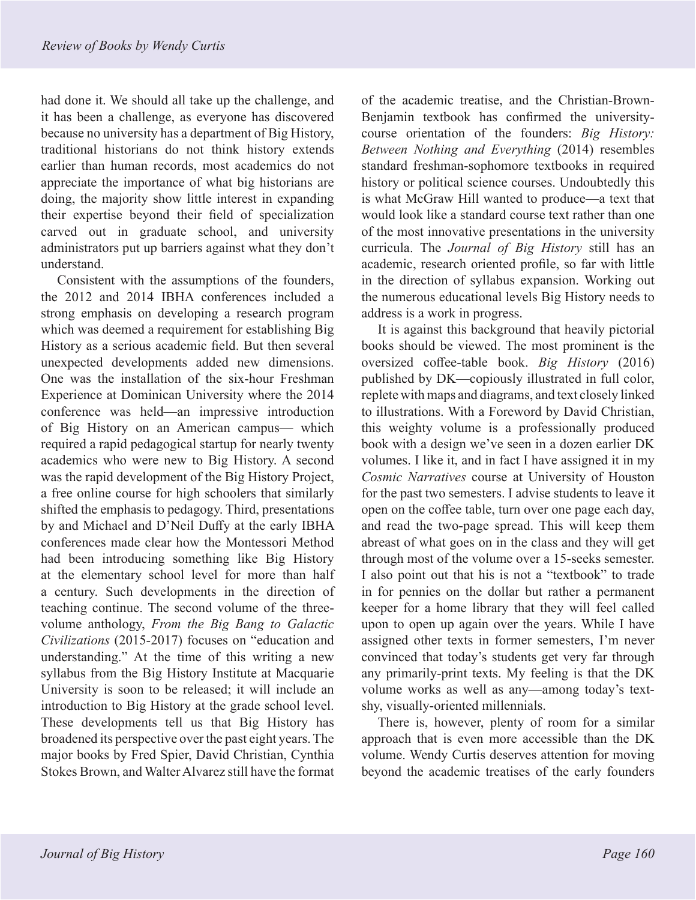had done it. We should all take up the challenge, and it has been a challenge, as everyone has discovered because no university has a department of Big History, traditional historians do not think history extends earlier than human records, most academics do not appreciate the importance of what big historians are doing, the majority show little interest in expanding their expertise beyond their field of specialization carved out in graduate school, and university administrators put up barriers against what they don't understand.

Consistent with the assumptions of the founders, the 2012 and 2014 IBHA conferences included a strong emphasis on developing a research program which was deemed a requirement for establishing Big History as a serious academic field. But then several unexpected developments added new dimensions. One was the installation of the six-hour Freshman Experience at Dominican University where the 2014 conference was held—an impressive introduction of Big History on an American campus— which required a rapid pedagogical startup for nearly twenty academics who were new to Big History. A second was the rapid development of the Big History Project, a free online course for high schoolers that similarly shifted the emphasis to pedagogy. Third, presentations by and Michael and D'Neil Duffy at the early IBHA conferences made clear how the Montessori Method had been introducing something like Big History at the elementary school level for more than half a century. Such developments in the direction of teaching continue. The second volume of the three-volume anthology, *From the Big Bang to Galactic Civilizations* (2015-2017) focuses on "education and understanding." At the time of this writing a new syllabus from the Big History Institute at Macquarie University is soon to be released; it will include an introduction to Big History at the grade school level. These developments tell us that Big History has broadened its perspective over the past eight years. The major books by Fred Spier, David Christian, Cynthia Stokes Brown, and Walter Alvarez still have the format of the academic treatise, and the Christian-Brown-Benjamin textbook has confirmed the university-course orientation of the founders: *Big History: Between Nothing and Everything* (2014) resembles standard freshman-sophomore textbooks in required history or political science courses. Undoubtedly this is what McGraw Hill wanted to produce—a text that would look like a standard course text rather than one of the most innovative presentations in the university curricula. The *Journal of Big History* still has an academic, research oriented profile, so far with little in the direction of syllabus expansion. Working out the numerous educational levels Big History needs to address is a work in progress.

It is against this background that heavily pictorial books should be viewed. The most prominent is the oversized coffee-table book. *Big History* (2016) published by DK—copiously illustrated in full color, replete with maps and diagrams, and text closely linked to illustrations. With a Foreword by David Christian, this weighty volume is a professionally produced book with a design we've seen in a dozen earlier DK volumes. I like it, and in fact I have assigned it in my *Cosmic Narratives* course at University of Houston for the past two semesters. I advise students to leave it open on the coffee table, turn over one page each day, and read the two-page spread. This will keep them abreast of what goes on in the class and they will get through most of the volume over a 15-seeks semester. I also point out that his is not a "textbook" to trade in for pennies on the dollar but rather a permanent keeper for a home library that they will feel called upon to open up again over the years. While I have assigned other texts in former semesters, I'm never convinced that today's students get very far through any primarily-print texts. My feeling is that the DK volume works as well as any—among today's text-shy, visually-oriented millennials.

There is, however, plenty of room for a similar approach that is even more accessible than the DK volume. Wendy Curtis deserves attention for moving beyond the academic treatises of the early founders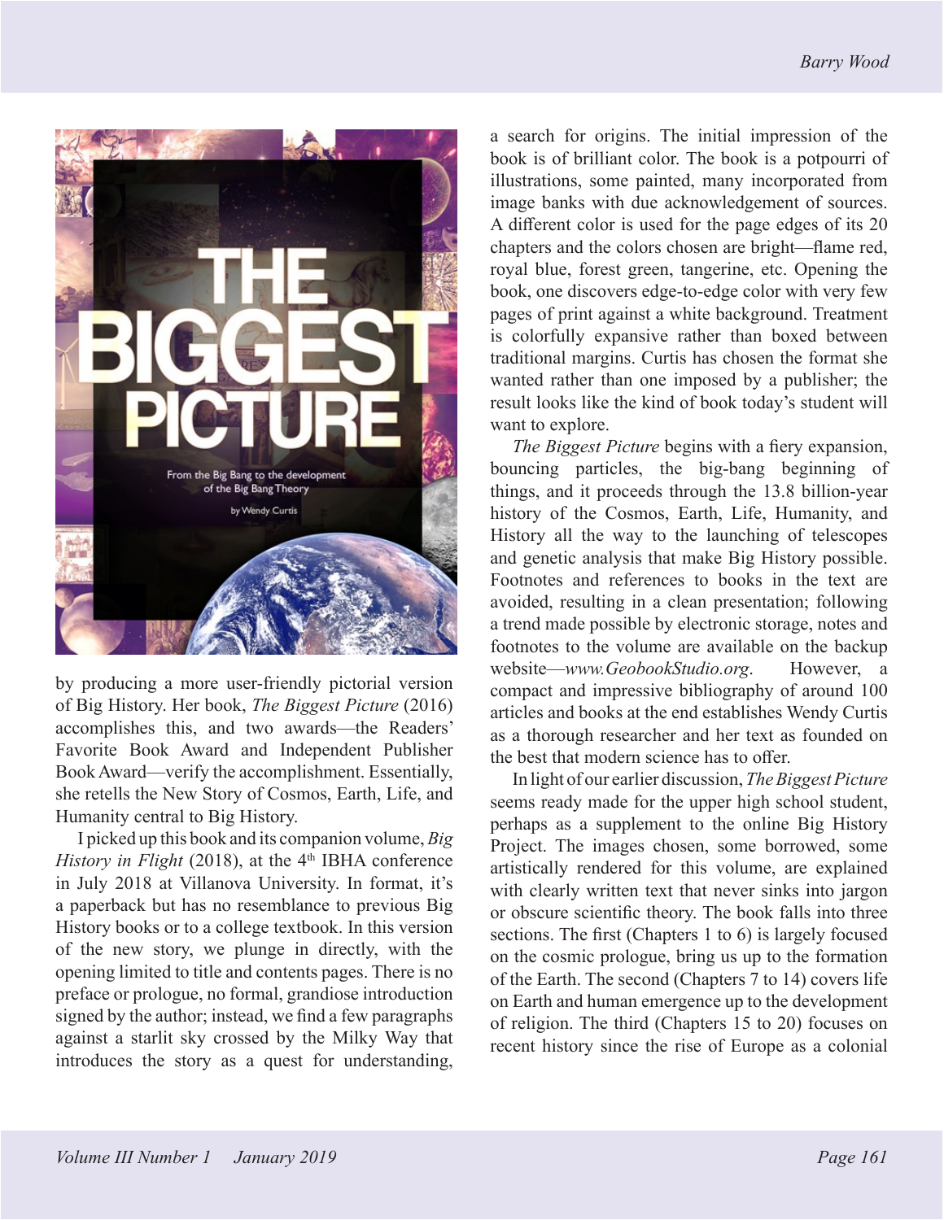by producing a more user-friendly pictorial version of Big History. Her book, *The Biggest Picture* (2016) accomplishes this, and two awards—the Readers' Favorite Book Award and Independent Publisher Book Award—verify the accomplishment. Essentially, she retells the New Story of Cosmos, Earth, Life, and Humanity central to Big History.

I picked up this book and its companion volume, *Big History in Flight* (2018), at the 4th IBHA conference in July 2018 at Villanova University. In format, it's a paperback but has no resemblance to previous Big History books or to a college textbook. In this version of the new story, we plunge in directly, with the opening limited to title and contents pages. There is no preface or prologue, no formal, grandiose introduction signed by the author; instead, we find a few paragraphs against a starlit sky crossed by the Milky Way that introduces the story as a quest for understanding, a search for origins. The initial impression of the book is of brilliant color. The book is a potpourri of illustrations, some painted, many incorporated from image banks with due acknowledgement of sources. A different color is used for the page edges of its 20 chapters and the colors chosen are bright—flame red, royal blue, forest green, tangerine, etc. Opening the book, one discovers edge-to-edge color with very few pages of print against a white background. Treatment is colorfully expansive rather than boxed between traditional margins. Curtis has chosen the format she wanted rather than one imposed by a publisher; the result looks like the kind of book today's student will want to explore.

*The Biggest Picture* begins with a fiery expansion, bouncing particles, the big-bang beginning of things, and it proceeds through the 13.8 billion-year history of the Cosmos, Earth, Life, Humanity, and History all the way to the launching of telescopes and genetic analysis that make Big History possible. Footnotes and references to books in the text are avoided, resulting in a clean presentation; following a trend made possible by electronic storage, notes and footnotes to the volume are available on the backup website—*www.GeobookStudio.org*. However, a compact and impressive bibliography of around 100 articles and books at the end establishes Wendy Curtis as a thorough researcher and her text as founded on the best that modern science has to offer.

In light of our earlier discussion, *The Biggest Picture* seems ready made for the upper high school student, perhaps as a supplement to the online Big History Project. The images chosen, some borrowed, some artistically rendered for this volume, are explained with clearly written text that never sinks into jargon or obscure scientific theory. The book falls into three sections. The first (Chapters 1 to 6) is largely focused on the cosmic prologue, bring us up to the formation of the Earth. The second (Chapters 7 to 14) covers life on Earth and human emergence up to the development of religion. The third (Chapters 15 to 20) focuses on recent history since the rise of Europe as a colonial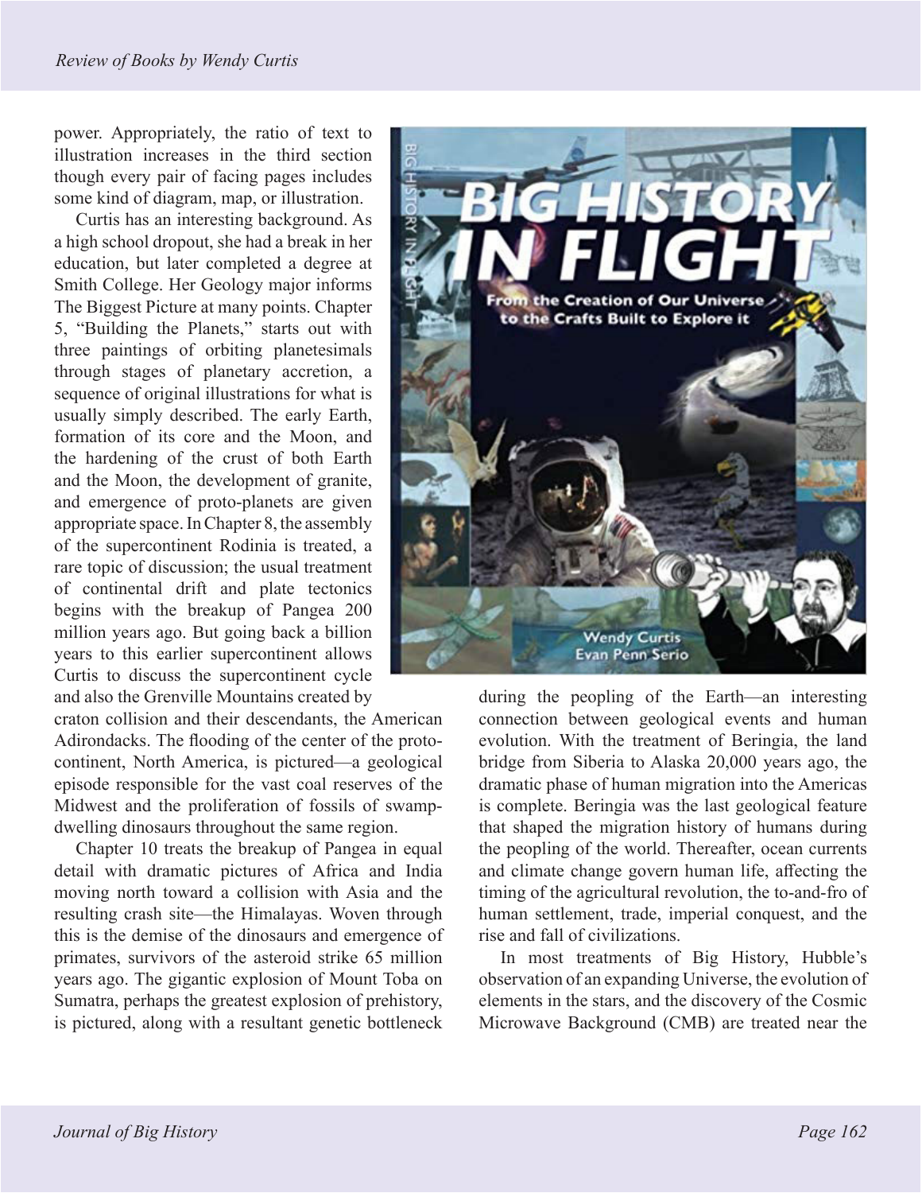power. Appropriately, the ratio of text to illustration increases in the third section though every pair of facing pages includes some kind of diagram, map, or illustration.

Curtis has an interesting background. As a high school dropout, she had a break in her education, but later completed a degree at Smith College. Her Geology major informs The Biggest Picture at many points. Chapter 5, "Building the Planets," starts out with three paintings of orbiting planetesimals through stages of planetary accretion, a sequence of original illustrations for what is usually simply described. The early Earth, formation of its core and the Moon, and the hardening of the crust of both Earth and the Moon, the development of granite, and emergence of proto-planets are given appropriate space. In Chapter 8, the assembly of the supercontinent Rodinia is treated, a rare topic of discussion; the usual treatment of continental drift and plate tectonics begins with the breakup of Pangea 200 million years ago. But going back a billion years to this earlier supercontinent allows Curtis to discuss the supercontinent cycle and also the Grenville Mountains created by craton collision and their descendants, the American Adirondacks. The flooding of the center of the proto-continent, North America, is pictured—a geological episode responsible for the vast coal reserves of the Midwest and the proliferation of fossils of swamp-dwelling dinosaurs throughout the same region.

Chapter 10 treats the breakup of Pangea in equal detail with dramatic pictures of Africa and India moving north toward a collision with Asia and the resulting crash site—the Himalayas. Woven through this is the demise of the dinosaurs and emergence of primates, survivors of the asteroid strike 65 million years ago. The gigantic explosion of Mount Toba on Sumatra, perhaps the greatest explosion of prehistory, is pictured, along with a resultant genetic bottleneck during the peopling of the Earth—an interesting connection between geological events and human evolution. With the treatment of Beringia, the land bridge from Siberia to Alaska 20,000 years ago, the dramatic phase of human migration into the Americas is complete. Beringia was the last geological feature that shaped the migration history of humans during the peopling of the world. Thereafter, ocean currents and climate change govern human life, affecting the timing of the agricultural revolution, the to-and-fro of human settlement, trade, imperial conquest, and the rise and fall of civilizations.

In most treatments of Big History, Hubble's observation of an expanding Universe, the evolution of elements in the stars, and the discovery of the Cosmic Microwave Background (CMB) are treated near the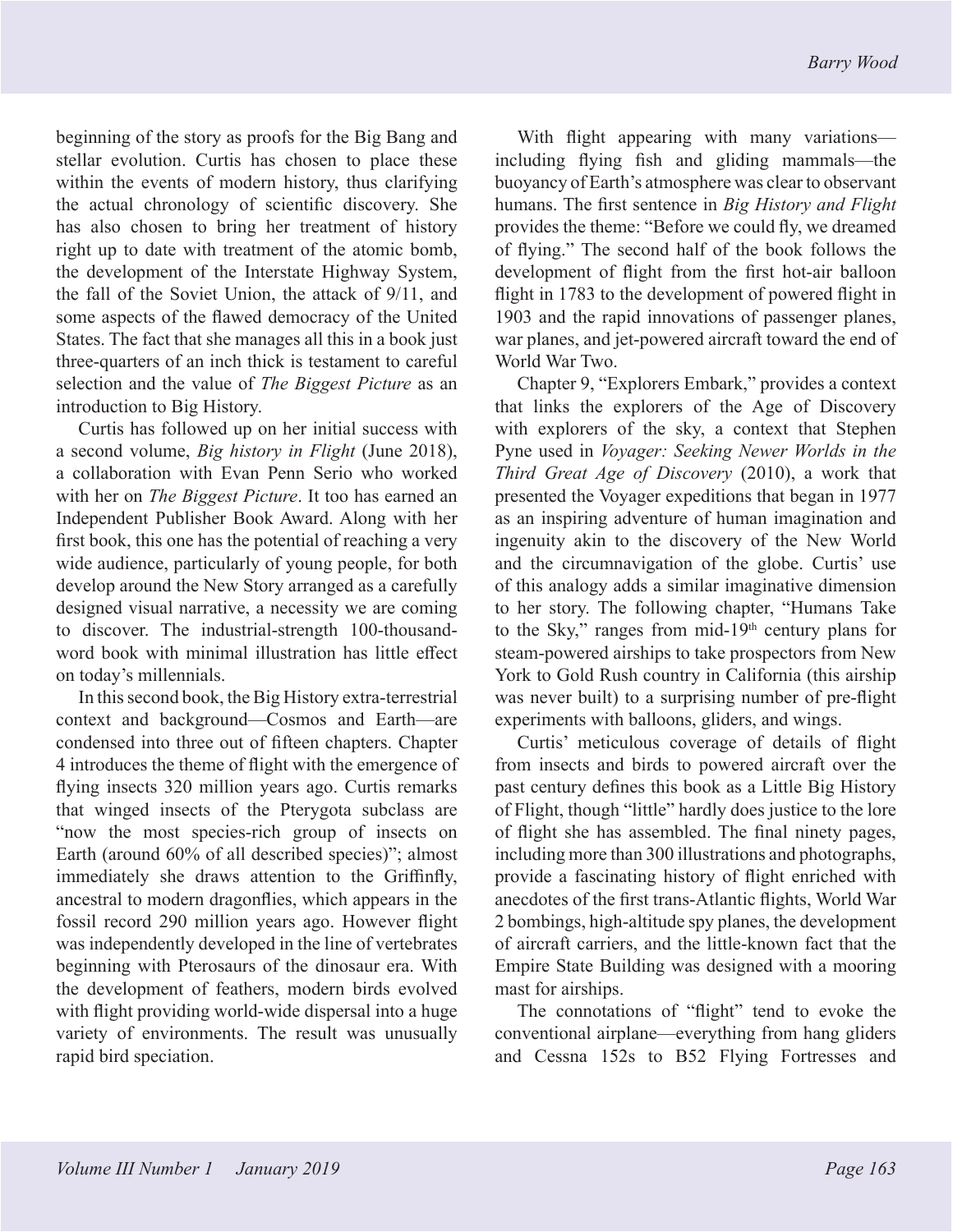beginning of the story as proofs for the Big Bang and stellar evolution. Curtis has chosen to place these within the events of modern history, thus clarifying the actual chronology of scientific discovery. She has also chosen to bring her treatment of history right up to date with treatment of the atomic bomb, the development of the Interstate Highway System, the fall of the Soviet Union, the attack of 9/11, and some aspects of the flawed democracy of the United States. The fact that she manages all this in a book just three-quarters of an inch thick is testament to careful selection and the value of *The Biggest Picture* as an introduction to Big History.

Curtis has followed up on her initial success with a second volume, *Big history in Flight* (June 2018), a collaboration with Evan Penn Serio who worked with her on *The Biggest Picture*. It too has earned an Independent Publisher Book Award. Along with her first book, this one has the potential of reaching a very wide audience, particularly of young people, for both develop around the New Story arranged as a carefully designed visual narrative, a necessity we are coming to discover. The industrial-strength 100-thousand-word book with minimal illustration has little effect on today's millennials.

In this second book, the Big History extra-terrestrial context and background—Cosmos and Earth—are condensed into three out of fifteen chapters. Chapter 4 introduces the theme of flight with the emergence of flying insects 320 million years ago. Curtis remarks that winged insects of the Pterygota subclass are "now the most species-rich group of insects on Earth (around 60% of all described species)"; almost immediately she draws attention to the Griffinfly, ancestral to modern dragonflies, which appears in the fossil record 290 million years ago. However flight was independently developed in the line of vertebrates beginning with Pterosaurs of the dinosaur era. With the development of feathers, modern birds evolved with flight providing world-wide dispersal into a huge variety of environments. The result was unusually rapid bird speciation.

With flight appearing with many variations—including flying fish and gliding mammals—the buoyancy of Earth's atmosphere was clear to observant humans. The first sentence in *Big History and Flight* provides the theme: "Before we could fly, we dreamed of flying." The second half of the book follows the development of flight from the first hot-air balloon flight in 1783 to the development of powered flight in 1903 and the rapid innovations of passenger planes, war planes, and jet-powered aircraft toward the end of World War Two.

Chapter 9, "Explorers Embark," provides a context that links the explorers of the Age of Discovery with explorers of the sky, a context that Stephen Pyne used in *Voyager: Seeking Newer Worlds in the Third Great Age of Discovery* (2010), a work that presented the Voyager expeditions that began in 1977 as an inspiring adventure of human imagination and ingenuity akin to the discovery of the New World and the circumnavigation of the globe. Curtis' use of this analogy adds a similar imaginative dimension to her story. The following chapter, "Humans Take to the Sky," ranges from mid-19th century plans for steam-powered airships to take prospectors from New York to Gold Rush country in California (this airship was never built) to a surprising number of pre-flight experiments with balloons, gliders, and wings.

Curtis' meticulous coverage of details of flight from insects and birds to powered aircraft over the past century defines this book as a Little Big History of Flight, though "little" hardly does justice to the lore of flight she has assembled. The final ninety pages, including more than 300 illustrations and photographs, provide a fascinating history of flight enriched with anecdotes of the first trans-Atlantic flights, World War 2 bombings, high-altitude spy planes, the development of aircraft carriers, and the little-known fact that the Empire State Building was designed with a mooring mast for airships.

The connotations of "flight" tend to evoke the conventional airplane—everything from hang gliders and Cessna 152s to B52 Flying Fortresses and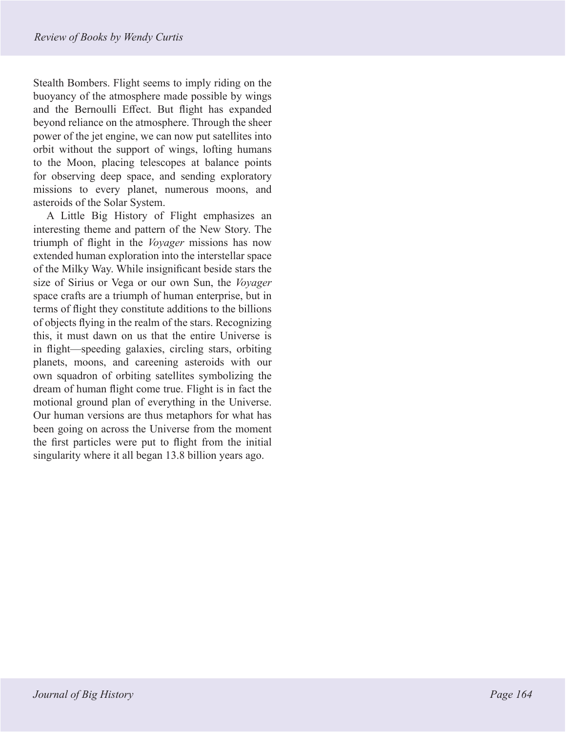Stealth Bombers. Flight seems to imply riding on the buoyancy of the atmosphere made possible by wings and the Bernoulli Effect. But flight has expanded beyond reliance on the atmosphere. Through the sheer power of the jet engine, we can now put satellites into orbit without the support of wings, lofting humans to the Moon, placing telescopes at balance points for observing deep space, and sending exploratory missions to every planet, numerous moons, and asteroids of the Solar System.

A Little Big History of Flight emphasizes an interesting theme and pattern of the New Story. The triumph of flight in the *Voyager* missions has now extended human exploration into the interstellar space of the Milky Way. While insignificant beside stars the size of Sirius or Vega or our own Sun, the *Voyager* space crafts are a triumph of human enterprise, but in terms of flight they constitute additions to the billions of objects flying in the realm of the stars. Recognizing this, it must dawn on us that the entire Universe is in flight—speeding galaxies, circling stars, orbiting planets, moons, and careening asteroids with our own squadron of orbiting satellites symbolizing the dream of human flight come true. Flight is in fact the motional ground plan of everything in the Universe. Our human versions are thus metaphors for what has been going on across the Universe from the moment the first particles were put to flight from the initial singularity where it all began 13.8 billion years ago.